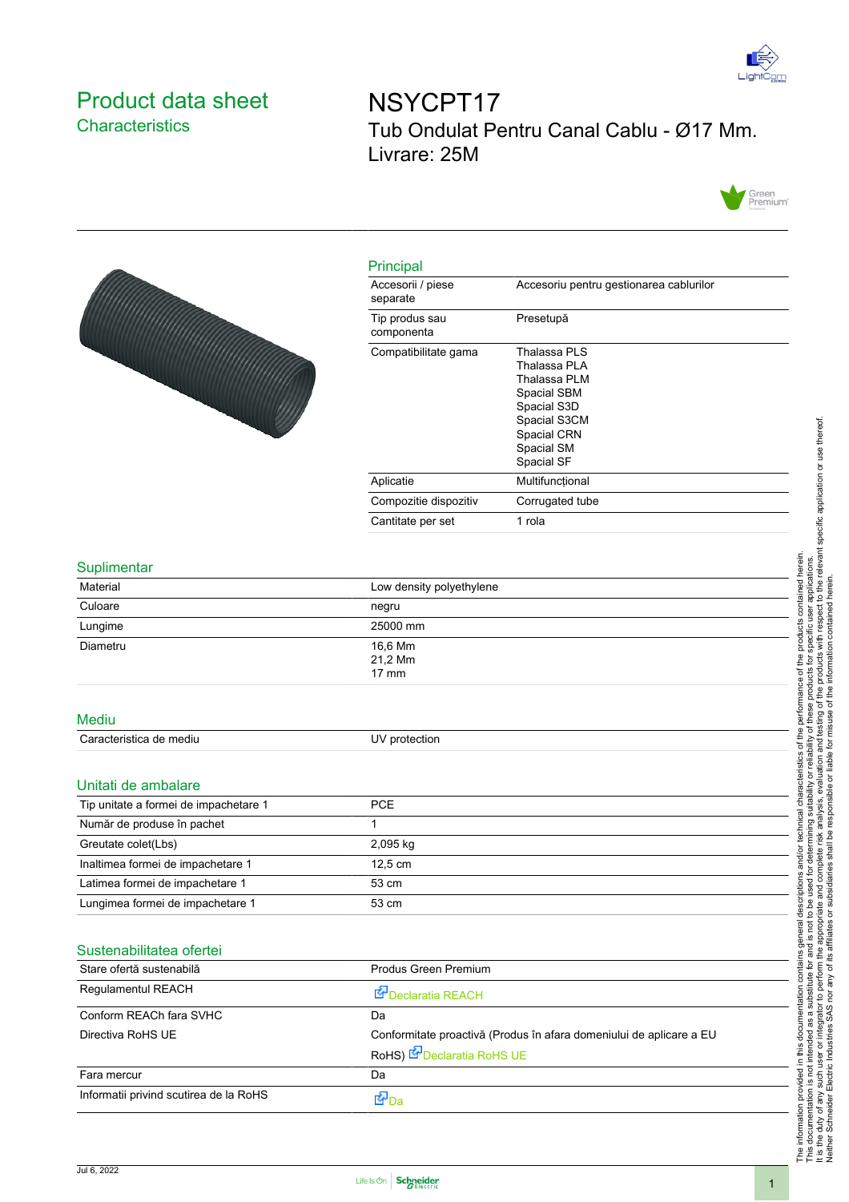# Product data sheet
## Characteristics

# NSYCPT17
Tub Ondulat Pentru Canal Cablu - Ø17 Mm. Livrare: 25M

## Principal

| | |
|---|---|
| Accesorii / piese separate | Accesoriu pentru gestionarea cablurilor |
| Tip produs sau componenta | Presetupă |
| Compatibilitate gama | Thalassa PLS<br>Thalassa PLA<br>Thalassa PLM<br>Spacial SBM<br>Spacial S3D<br>Spacial S3CM<br>Spacial CRN<br>Spacial SM<br>Spacial SF |
| Aplicatie | Multifuncțional |
| Compozitie dispozitiv | Corrugated tube |
| Cantitate per set | 1 rola |

## Suplimentar

| | |
|---|---|
| Material | Low density polyethylene |
| Culoare | negru |
| Lungime | 25000 mm |
| Diametru | 16,6 Mm<br>21,2 Mm<br>17 mm |

## Mediu

| | |
|---|---|
| Caracteristica de mediu | UV protection |

## Unitati de ambalare

| | |
|---|---|
| Tip unitate a formei de impachetare 1 | PCE |
| Număr de produse în pachet | 1 |
| Greutate colet(Lbs) | 2,095 kg |
| Inaltimea formei de impachetare 1 | 12,5 cm |
| Latimea formei de impachetare 1 | 53 cm |
| Lungimea formei de impachetare 1 | 53 cm |

## Sustenabilitatea ofertei

| | |
|---|---|
| Stare ofertă sustenabilă | Produs Green Premium |
| Regulamentul REACH | Declaratia REACH |
| Conform REACh fara SVHC | Da |
| Directiva RoHS UE | Conformitate proactivă (Produs în afara domeniului de aplicare a EU RoHS) Declaratia RoHS UE |
| Fara mercur | Da |
| Informatii privind scutirea de la RoHS | Da |

The information provided in this documentation contains general descriptions and/or technical characteristics of the performance of the products contained herein. This documentation is not intended as a substitute for and is not to be used for determining suitability or reliability of these products for specific user applications. It is the duty of any such user or integrator to perform the appropriate and complete risk analysis, evaluation and testing of the products with respect to the relevant specific application or use thereof. Neither Schneider Electric Industries SAS nor any of its affiliates or subsidiaries shall be responsible or liable for misuse of the information contained herein.

Jul 6, 2022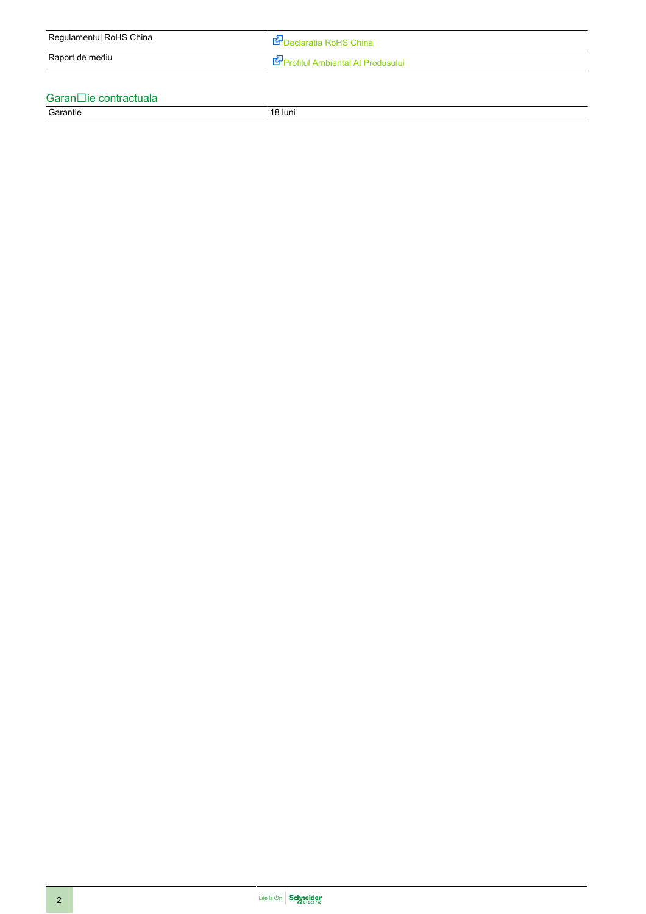| | |
|---|---|
| Regulamentul RoHS China | Declaratia RoHS China |
| Raport de mediu | Profilul Ambiental Al Produsului |

## Garan□ie contractuala

| | |
|---|---|
| Garantie | 18 luni |